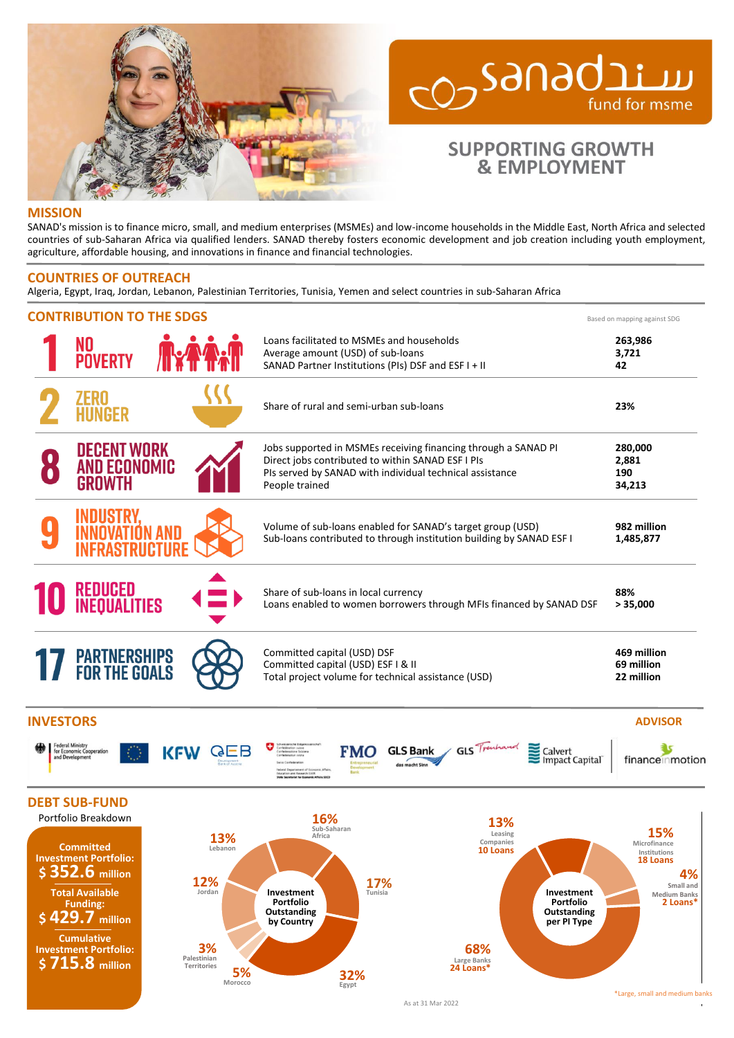# sanad fund for msme

## SUPPORTING GROWTH & EMPLOYMENT

## MISSION

SANAD's mission is to finance micro, small, and medium enterprises (MSMEs) and low-income households in the Middle East, North Africa and selected countries of sub-Saharan Africa via qualified lenders. SANAD thereby fosters economic development and job creation including youth employment, agriculture, affordable housing, and innovations in finance and financial technologies.

## COUNTRIES OF OUTREACH

Algeria, Egypt, Iraq, Jordan, Lebanon, Palestinian Territories, Tunisia, Yemen and select countries in sub-Saharan Africa

## CONTRIBUTION TO THE SDGS

Based on mapping against SDG

| SDG | Indicator | Value |
|---|---|---|
| 1 NO POVERTY | Loans facilitated to MSMEs and households | 263,986 |
| | Average amount (USD) of sub-loans | 3,721 |
| | SANAD Partner Institutions (PIs) DSF and ESF I + II | 42 |
| 2 ZERO HUNGER | Share of rural and semi-urban sub-loans | 23% |
| 8 DECENT WORK AND ECONOMIC GROWTH | Jobs supported in MSMEs receiving financing through a SANAD PI | 280,000 |
| | Direct jobs contributed to within SANAD ESF I PIs | 2,881 |
| | PIs served by SANAD with individual technical assistance | 190 |
| | People trained | 34,213 |
| 9 INDUSTRY, INNOVATION AND INFRASTRUCTURE | Volume of sub-loans enabled for SANAD's target group (USD) | 982 million |
| | Sub-loans contributed to through institution building by SANAD ESF I | 1,485,877 |
| 10 REDUCED INEQUALITIES | Share of sub-loans in local currency | 88% |
| | Loans enabled to women borrowers through MFIs financed by SANAD DSF | > 35,000 |
| 17 PARTNERSHIPS FOR THE GOALS | Committed capital (USD) DSF | 469 million |
| | Committed capital (USD) ESF I & II | 69 million |
| | Total project volume for technical assistance (USD) | 22 million |

## INVESTORS

Federal Ministry for Economic Cooperation and Development; European Union; KFW; OeEB Development Bank of Austria; Swiss Confederation – Federal Department of Economic Affairs, Education and Research EAER, State Secretariat for Economic Affairs SECO; FMO Entrepreneurial Development Bank; GLS Bank das macht Sinn; GLS Treuhand; Calvert Impact Capital

## ADVISOR

finance in motion

## DEBT SUB-FUND

Portfolio Breakdown

**Committed Investment Portfolio:** $ 352.6 million

**Total Available Funding:** $ 429.7 million

**Cumulative Investment Portfolio:** $ 715.8 million

**Investment Portfolio Outstanding by Country**

| Country | Share |
|---|---|
| Egypt | 32% |
| Tunisia | 17% |
| Sub-Saharan Africa | 16% |
| Lebanon | 13% |
| Jordan | 12% |
| Morocco | 5% |
| Palestinian Territories | 3% |

**Investment Portfolio Outstanding per PI Type**

| PI Type | Share | Loans |
|---|---|---|
| Large Banks | 68% | 24 Loans* |
| Microfinance Institutions | 15% | 18 Loans |
| Leasing Companies | 13% | 10 Loans |
| Small and Medium Banks | 4% | 2 Loans* |

*Large, small and medium banks

As at 31 Mar 2022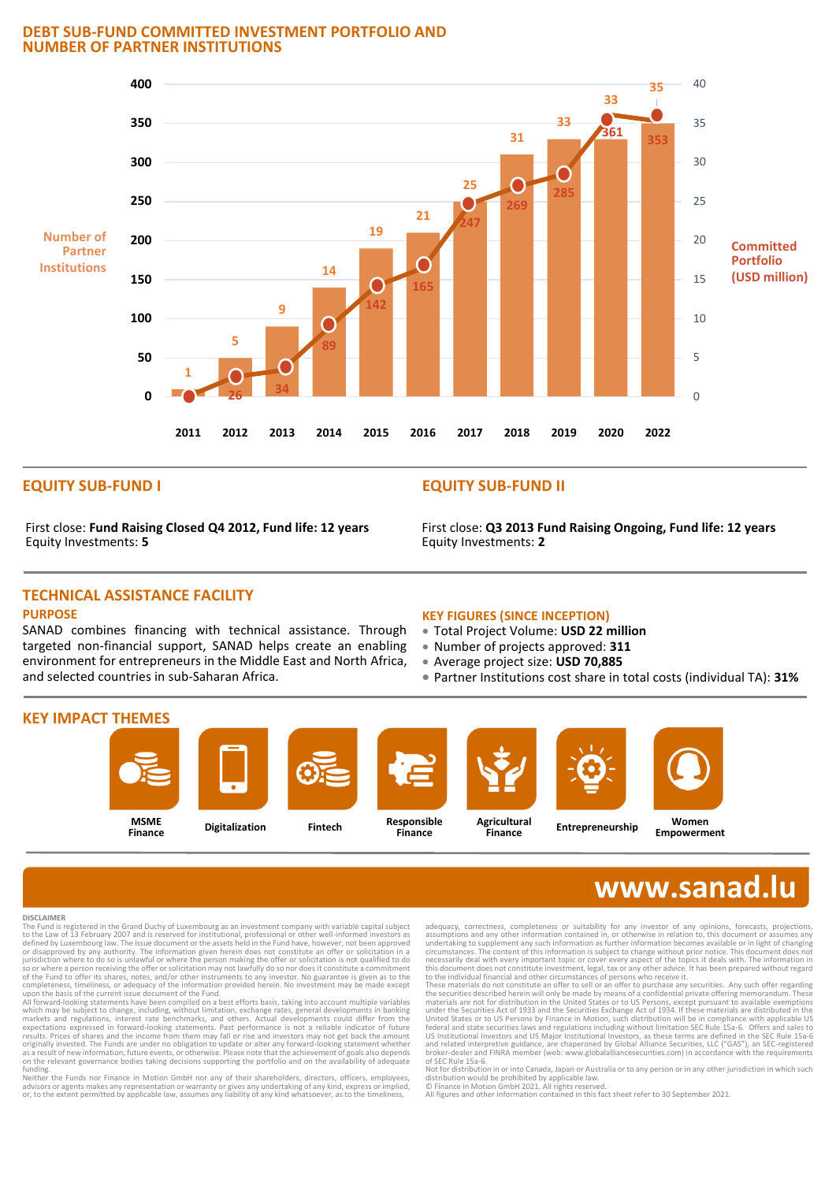## DEBT SUB-FUND COMMITTED INVESTMENT PORTFOLIO AND NUMBER OF PARTNER INSTITUTIONS

Number of Partner Institutions

Committed Portfolio (USD million)

400
350
300
250
200
150
100
50
0

40
35
30
25
20
15
10
5
0

2011: 1, 26
2012: 5
2013: 9, 34
2014: 14, 89
2015: 19, 142
2016: 21, 165
2017: 25, 247
2018: 31, 269
2019: 33, 285
2020: 33, 361
2022: 35, 353

## EQUITY SUB-FUND I

First close: **Fund Raising Closed Q4 2012, Fund life: 12 years**
Equity Investments: **5**

## EQUITY SUB-FUND II

First close: **Q3 2013 Fund Raising Ongoing, Fund life: 12 years**
Equity Investments: **2**

## TECHNICAL ASSISTANCE FACILITY

### PURPOSE

SANAD combines financing with technical assistance. Through targeted non-financial support, SANAD helps create an enabling environment for entrepreneurs in the Middle East and North Africa, and selected countries in sub-Saharan Africa.

### KEY FIGURES (SINCE INCEPTION)

- Total Project Volume: **USD 22 million**
- Number of projects approved: **311**
- Average project size: **USD 70,885**
- Partner Institutions cost share in total costs (individual TA): **31%**

## KEY IMPACT THEMES

MSME Finance
Digitalization
Fintech
Responsible Finance
Agricultural Finance
Entrepreneurship
Women Empowerment

**www.sanad.lu**

DISCLAIMER

The Fund is registered in the Grand Duchy of Luxembourg as an investment company with variable capital subject to the Law of 13 February 2007 and is reserved for institutional, professional or other well-informed investors as defined by Luxembourg law. The issue document or the assets held in the Fund have, however, not been approved or disapproved by any authority. The information given herein does not constitute an offer or solicitation in a jurisdiction where to do so is unlawful or where the person making the offer or solicitation is not qualified to do so or where a person receiving the offer or solicitation may not lawfully do so nor does it constitute a commitment of the Fund to offer its shares, notes, and/or other instruments to any investor. No guarantee is given as to the completeness, timeliness, or adequacy of the information provided herein. No investment may be made except upon the basis of the current issue document of the Fund.

All forward-looking statements have been compiled on a best efforts basis, taking into account multiple variables which may be subject to change, including, without limitation, exchange rates, general developments in banking markets and regulations, interest rate benchmarks, and others. Actual developments could differ from the expectations expressed in forward-looking statements. Past performance is not a reliable indicator of future results. Prices of shares and the income from them may fall or rise and investors may not get back the amount originally invested. The Funds are under no obligation to update or alter any forward-looking statement whether as a result of new information, future events, or otherwise. Please note that the achievement of goals also depends on the relevant governance bodies taking decisions supporting the portfolio and on the availability of adequate funding.

Neither the Funds nor Finance in Motion GmbH nor any of their shareholders, directors, officers, employees, advisors or agents makes any representation or warranty or gives any undertaking of any kind, express or implied, or, to the extent permitted by applicable law, assumes any liability of any kind whatsoever, as to the timeliness, adequacy, correctness, completeness or suitability for any investor of any opinions, forecasts, projections, assumptions and any other information contained in, or otherwise in relation to, this document or assumes any undertaking to supplement any such information as further information becomes available or in light of changing circumstances. The content of this information is subject to change without prior notice. This document does not necessarily deal with every important topic or cover every aspect of the topics it deals with. The information in this document does not constitute investment, legal, tax or any other advice. It has been prepared without regard to the individual financial and other circumstances of persons who receive it.

These materials do not constitute an offer to sell or an offer to purchase any securities. Any such offer regarding the securities described herein will only be made by means of a confidential private offering memorandum. These materials are not for distribution in the United States or to US Persons, except pursuant to available exemptions under the Securities Act of 1933 and the Securities Exchange Act of 1934. If these materials are distributed in the United States or to US Persons by Finance in Motion, such distribution will be in compliance with applicable US federal and state securities laws and regulations including without limitation SEC Rule 15a-6. Offers and sales to US Institutional Investors and US Major Institutional Investors, as these terms are defined in the SEC Rule 15a-6 and related interpretive guidance, are chaperoned by Global Alliance Securities, LLC ("GAS"), an SEC-registered broker-dealer and FINRA member (web: www.globalalliancesecurities.com) in accordance with the requirements of SEC Rule 15a-6.

Not for distribution in or into Canada, Japan or Australia or to any person or in any other jurisdiction in which such distribution would be prohibited by applicable law.

© Finance in Motion GmbH 2021. All rights reserved.

All figures and other information contained in this fact sheet refer to 30 September 2021.